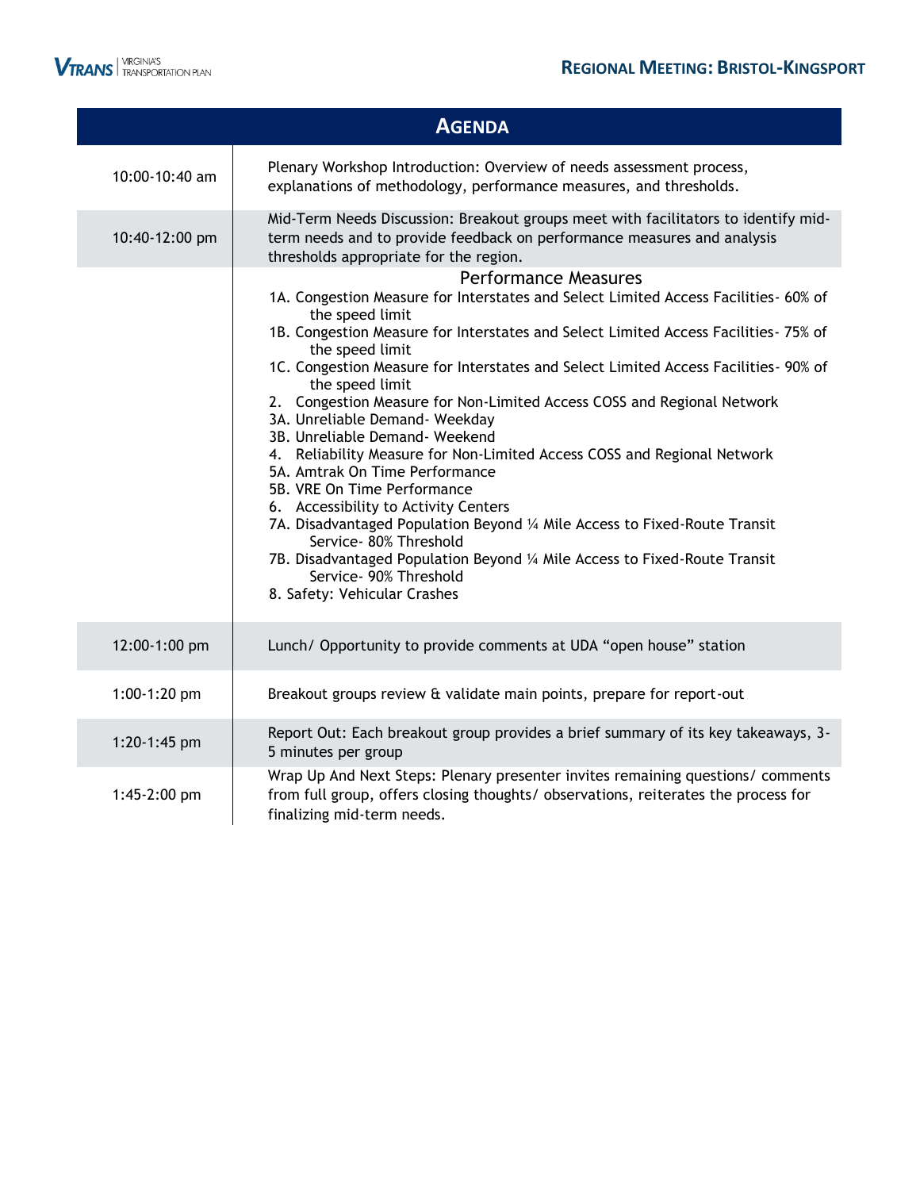# Regional Meeting: Bristol-Kingsport

## Agenda

| Time | Item |
|---|---|
| 10:00-10:40 am | Plenary Workshop Introduction: Overview of needs assessment process, explanations of methodology, performance measures, and thresholds. |
| 10:40-12:00 pm | Mid-Term Needs Discussion: Breakout groups meet with facilitators to identify mid-term needs and to provide feedback on performance measures and analysis thresholds appropriate for the region. |
| | **Performance Measures**<br>1A. Congestion Measure for Interstates and Select Limited Access Facilities- 60% of the speed limit<br>1B. Congestion Measure for Interstates and Select Limited Access Facilities- 75% of the speed limit<br>1C. Congestion Measure for Interstates and Select Limited Access Facilities- 90% of the speed limit<br>2. Congestion Measure for Non-Limited Access COSS and Regional Network<br>3A. Unreliable Demand- Weekday<br>3B. Unreliable Demand- Weekend<br>4. Reliability Measure for Non-Limited Access COSS and Regional Network<br>5A. Amtrak On Time Performance<br>5B. VRE On Time Performance<br>6. Accessibility to Activity Centers<br>7A. Disadvantaged Population Beyond ¼ Mile Access to Fixed-Route Transit Service- 80% Threshold<br>7B. Disadvantaged Population Beyond ¼ Mile Access to Fixed-Route Transit Service- 90% Threshold<br>8. Safety: Vehicular Crashes |
| 12:00-1:00 pm | Lunch/ Opportunity to provide comments at UDA “open house” station |
| 1:00-1:20 pm | Breakout groups review & validate main points, prepare for report-out |
| 1:20-1:45 pm | Report Out: Each breakout group provides a brief summary of its key takeaways, 3-5 minutes per group |
| 1:45-2:00 pm | Wrap Up And Next Steps: Plenary presenter invites remaining questions/ comments from full group, offers closing thoughts/ observations, reiterates the process for finalizing mid-term needs. |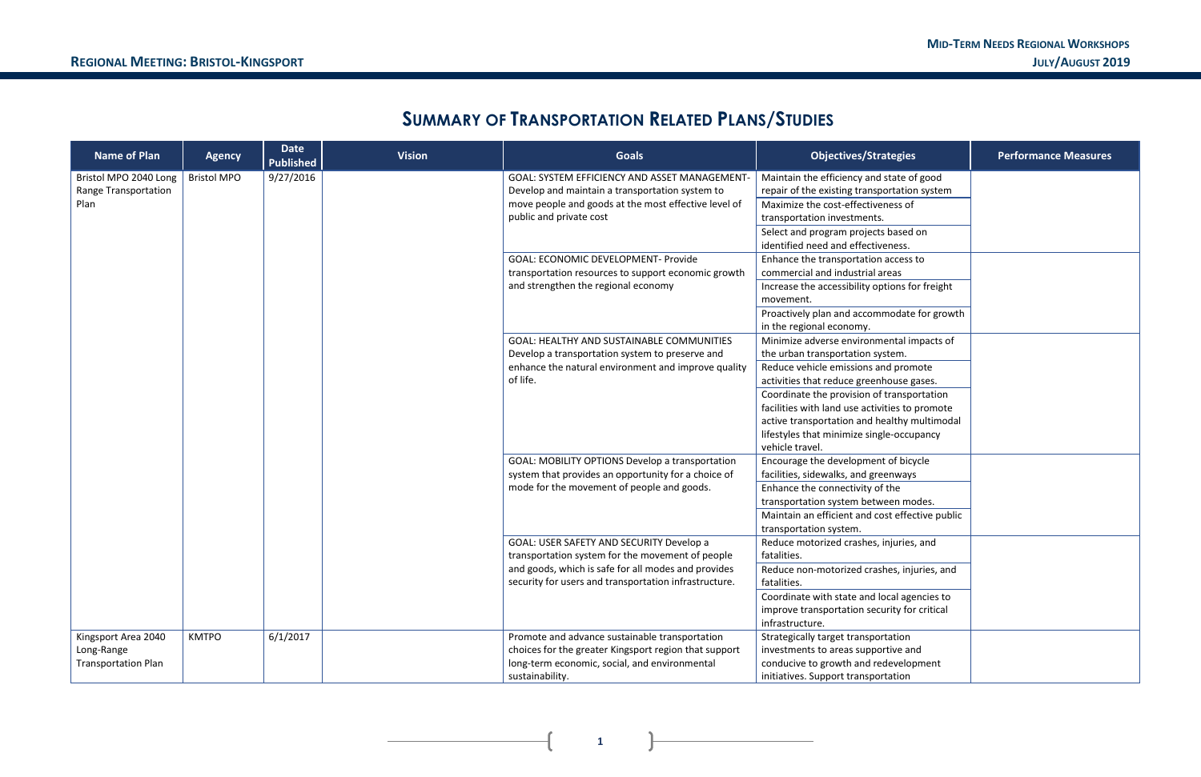## Summary of Transportation Related Plans/Studies

| Name of Plan | Agency | Date Published | Vision | Goals | Objectives/Strategies | Performance Measures |
|---|---|---|---|---|---|---|
| Bristol MPO 2040 Long Range Transportation Plan | Bristol MPO | 9/27/2016 | | GOAL: SYSTEM EFFICIENCY AND ASSET MANAGEMENT- Develop and maintain a transportation system to move people and goods at the most effective level of public and private cost | Maintain the efficiency and state of good repair of the existing transportation system | |
| | | | | | Maximize the cost-effectiveness of transportation investments. | |
| | | | | | Select and program projects based on identified need and effectiveness. | |
| | | | | GOAL: ECONOMIC DEVELOPMENT- Provide transportation resources to support economic growth and strengthen the regional economy | Enhance the transportation access to commercial and industrial areas | |
| | | | | | Increase the accessibility options for freight movement. | |
| | | | | | Proactively plan and accommodate for growth in the regional economy. | |
| | | | | GOAL: HEALTHY AND SUSTAINABLE COMMUNITIES Develop a transportation system to preserve and enhance the natural environment and improve quality of life. | Minimize adverse environmental impacts of the urban transportation system. | |
| | | | | | Reduce vehicle emissions and promote activities that reduce greenhouse gases. | |
| | | | | | Coordinate the provision of transportation facilities with land use activities to promote active transportation and healthy multimodal lifestyles that minimize single-occupancy vehicle travel. | |
| | | | | GOAL: MOBILITY OPTIONS Develop a transportation system that provides an opportunity for a choice of mode for the movement of people and goods. | Encourage the development of bicycle facilities, sidewalks, and greenways | |
| | | | | | Enhance the connectivity of the transportation system between modes. | |
| | | | | | Maintain an efficient and cost effective public transportation system. | |
| | | | | GOAL: USER SAFETY AND SECURITY Develop a transportation system for the movement of people and goods, which is safe for all modes and provides security for users and transportation infrastructure. | Reduce motorized crashes, injuries, and fatalities. | |
| | | | | | Reduce non-motorized crashes, injuries, and fatalities. | |
| | | | | | Coordinate with state and local agencies to improve transportation security for critical infrastructure. | |
| Kingsport Area 2040 Long-Range Transportation Plan | KMTPO | 6/1/2017 | | Promote and advance sustainable transportation choices for the greater Kingsport region that support long-term economic, social, and environmental sustainability. | Strategically target transportation investments to areas supportive and conducive to growth and redevelopment initiatives. Support transportation | |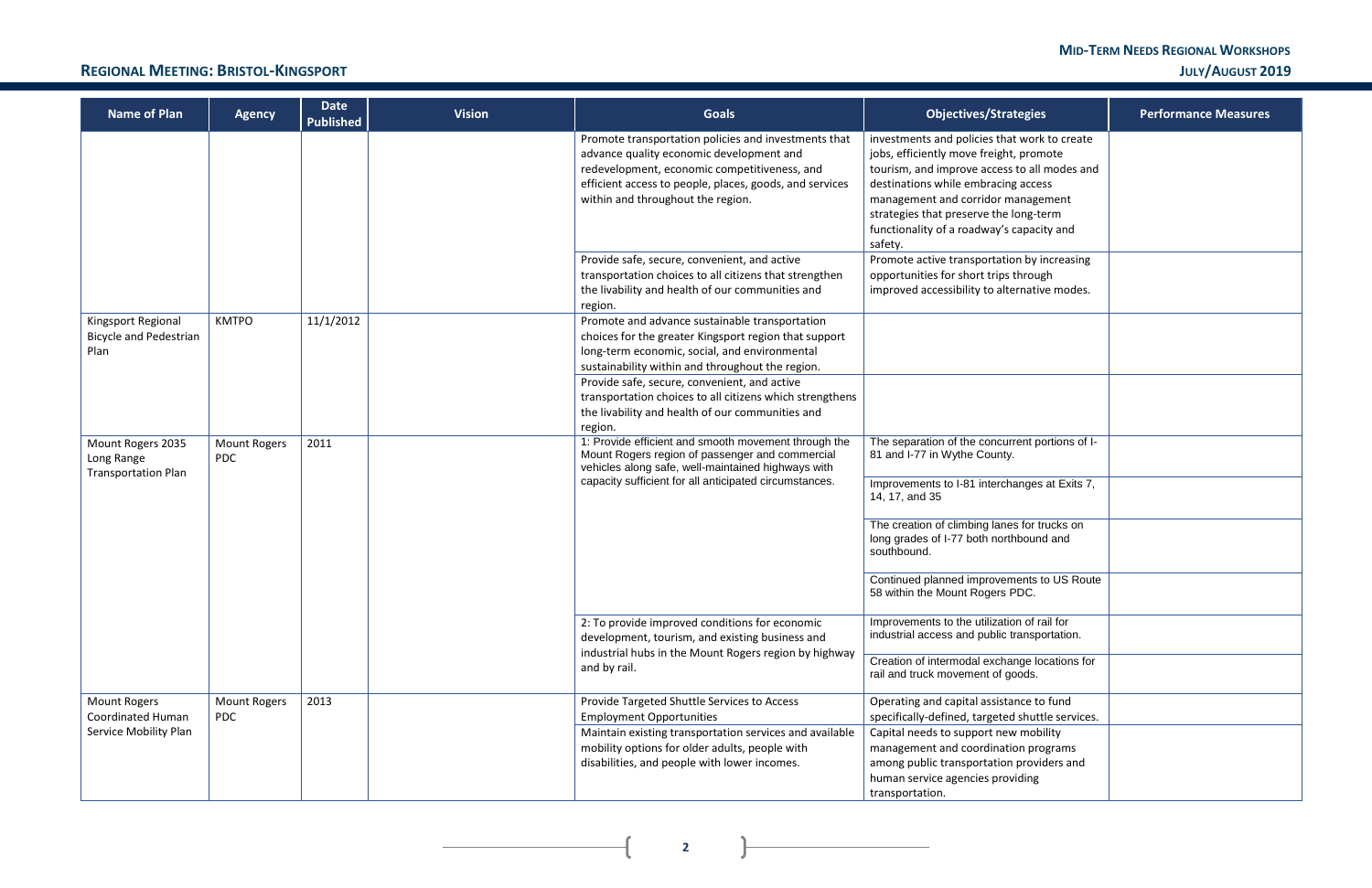| Name of Plan | Agency | Date Published | Vision | Goals | Objectives/Strategies | Performance Measures |
|---|---|---|---|---|---|---|
| | | | | Promote transportation policies and investments that advance quality economic development and redevelopment, economic competitiveness, and efficient access to people, places, goods, and services within and throughout the region. | investments and policies that work to create jobs, efficiently move freight, promote tourism, and improve access to all modes and destinations while embracing access management and corridor management strategies that preserve the long-term functionality of a roadway's capacity and safety. | |
| | | | | Provide safe, secure, convenient, and active transportation choices to all citizens that strengthen the livability and health of our communities and region. | Promote active transportation by increasing opportunities for short trips through improved accessibility to alternative modes. | |
| Kingsport Regional Bicycle and Pedestrian Plan | KMTPO | 11/1/2012 | | Promote and advance sustainable transportation choices for the greater Kingsport region that support long-term economic, social, and environmental sustainability within and throughout the region. | | |
| | | | | Provide safe, secure, convenient, and active transportation choices to all citizens which strengthens the livability and health of our communities and region. | | |
| Mount Rogers 2035 Long Range Transportation Plan | Mount Rogers PDC | 2011 | | 1: Provide efficient and smooth movement through the Mount Rogers region of passenger and commercial vehicles along safe, well-maintained highways with capacity sufficient for all anticipated circumstances. | The separation of the concurrent portions of I-81 and I-77 in Wythe County. | |
| | | | | | Improvements to I-81 interchanges at Exits 7, 14, 17, and 35 | |
| | | | | | The creation of climbing lanes for trucks on long grades of I-77 both northbound and southbound. | |
| | | | | | Continued planned improvements to US Route 58 within the Mount Rogers PDC. | |
| | | | | 2: To provide improved conditions for economic development, tourism, and existing business and industrial hubs in the Mount Rogers region by highway and by rail. | Improvements to the utilization of rail for industrial access and public transportation. | |
| | | | | | Creation of intermodal exchange locations for rail and truck movement of goods. | |
| Mount Rogers Coordinated Human Service Mobility Plan | Mount Rogers PDC | 2013 | | Provide Targeted Shuttle Services to Access Employment Opportunities | Operating and capital assistance to fund specifically-defined, targeted shuttle services. | |
| | | | | Maintain existing transportation services and available mobility options for older adults, people with disabilities, and people with lower incomes. | Capital needs to support new mobility management and coordination programs among public transportation providers and human service agencies providing transportation. | |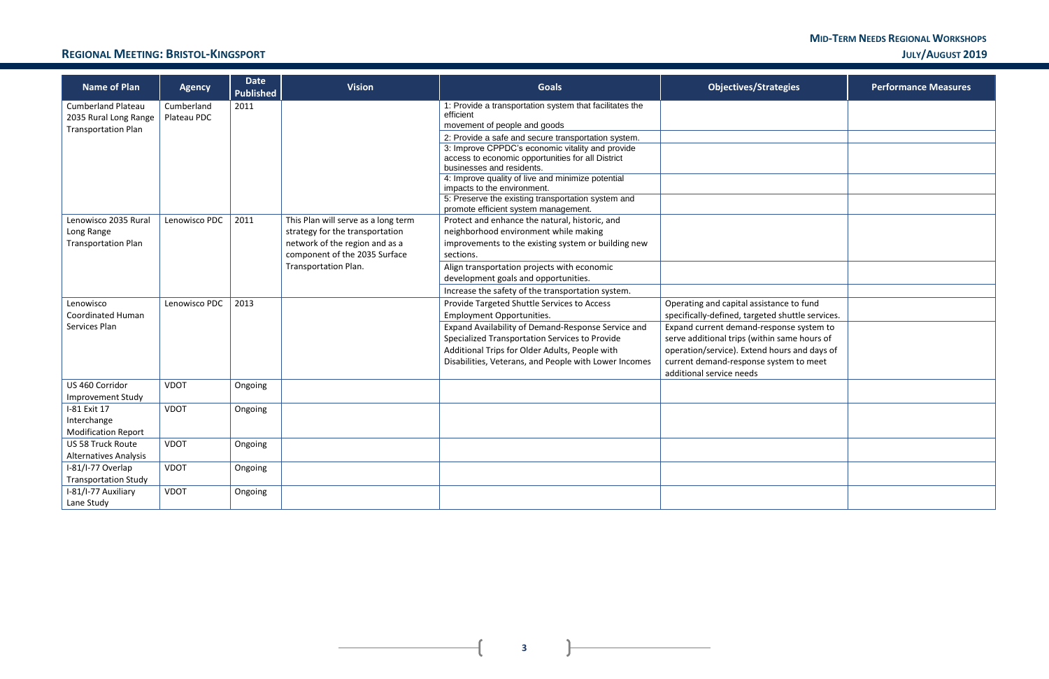| Name of Plan | Agency | Date Published | Vision | Goals | Objectives/Strategies | Performance Measures |
| --- | --- | --- | --- | --- | --- | --- |
| Cumberland Plateau 2035 Rural Long Range Transportation Plan | Cumberland Plateau PDC | 2011 | | 1: Provide a transportation system that facilitates the efficient movement of people and goods | | |
| | | | | 2: Provide a safe and secure transportation system. | | |
| | | | | 3: Improve CPPDC's economic vitality and provide access to economic opportunities for all District businesses and residents. | | |
| | | | | 4: Improve quality of live and minimize potential impacts to the environment. | | |
| | | | | 5: Preserve the existing transportation system and promote efficient system management. | | |
| Lenowisco 2035 Rural Long Range Transportation Plan | Lenowisco PDC | 2011 | This Plan will serve as a long term strategy for the transportation network of the region and as a component of the 2035 Surface Transportation Plan. | Protect and enhance the natural, historic, and neighborhood environment while making improvements to the existing system or building new sections. | | |
| | | | | Align transportation projects with economic development goals and opportunities. | | |
| | | | | Increase the safety of the transportation system. | | |
| Lenowisco Coordinated Human Services Plan | Lenowisco PDC | 2013 | | Provide Targeted Shuttle Services to Access Employment Opportunities. | Operating and capital assistance to fund specifically-defined, targeted shuttle services. | |
| | | | | Expand Availability of Demand-Response Service and Specialized Transportation Services to Provide Additional Trips for Older Adults, People with Disabilities, Veterans, and People with Lower Incomes | Expand current demand-response system to serve additional trips (within same hours of operation/service). Extend hours and days of current demand-response system to meet additional service needs | |
| US 460 Corridor Improvement Study | VDOT | Ongoing | | | | |
| I-81 Exit 17 Interchange Modification Report | VDOT | Ongoing | | | | |
| US 58 Truck Route Alternatives Analysis | VDOT | Ongoing | | | | |
| I-81/I-77 Overlap Transportation Study | VDOT | Ongoing | | | | |
| I-81/I-77 Auxiliary Lane Study | VDOT | Ongoing | | | | |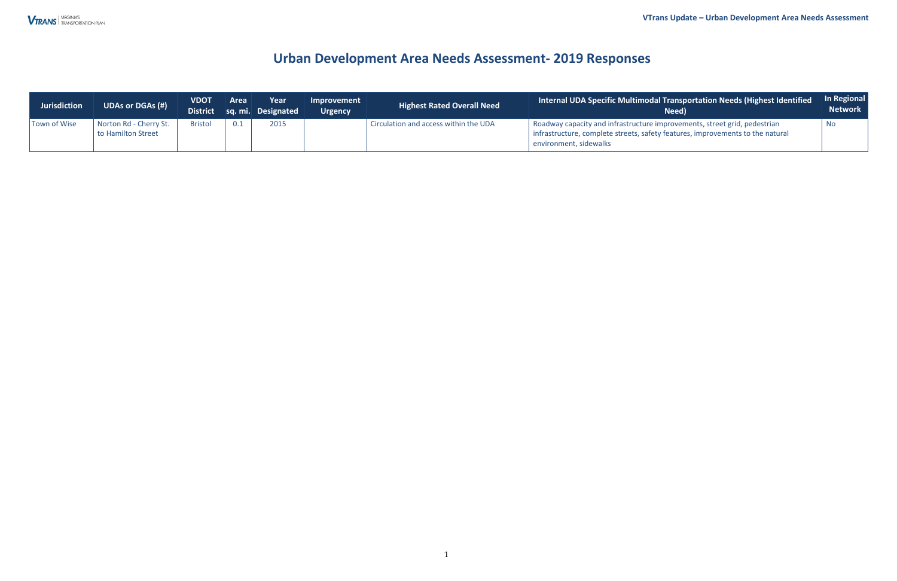# Urban Development Area Needs Assessment- 2019 Responses

| Jurisdiction | UDAs or DGAs (#) | VDOT District | Area sq. mi. | Year Designated | Improvement Urgency | Highest Rated Overall Need | Internal UDA Specific Multimodal Transportation Needs (Highest Identified Need) | In Regional Network |
|---|---|---|---|---|---|---|---|---|
| Town of Wise | Norton Rd - Cherry St. to Hamilton Street | Bristol | 0.1 | 2015 | | Circulation and access within the UDA | Roadway capacity and infrastructure improvements, street grid, pedestrian infrastructure, complete streets, safety features, improvements to the natural environment, sidewalks | No |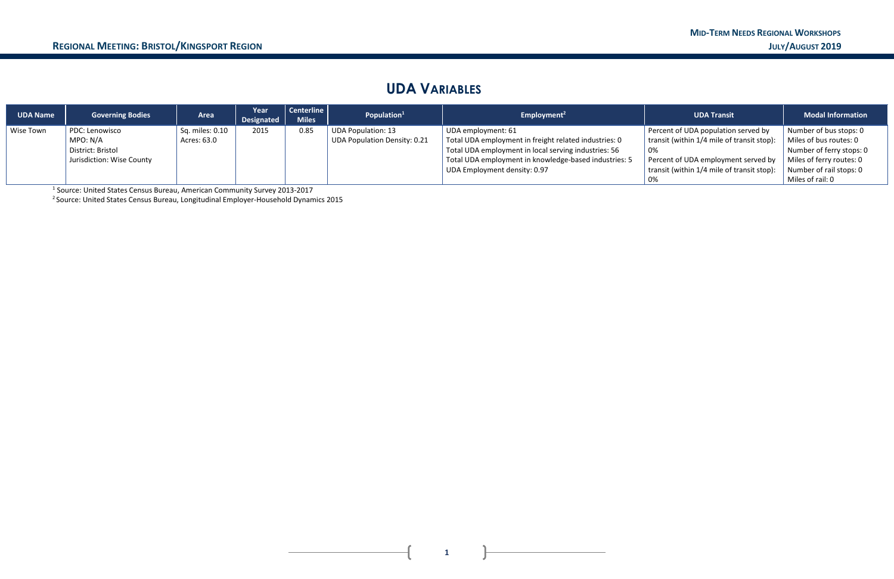## UDA Variables

| UDA Name | Governing Bodies | Area | Year Designated | Centerline Miles | Population[1] | Employment[2] | UDA Transit | Modal Information |
|---|---|---|---|---|---|---|---|---|
| Wise Town | PDC: Lenowisco<br>MPO: N/A<br>District: Bristol<br>Jurisdiction: Wise County | Sq. miles: 0.10<br>Acres: 63.0 | 2015 | 0.85 | UDA Population: 13<br>UDA Population Density: 0.21 | UDA employment: 61<br>Total UDA employment in freight related industries: 0<br>Total UDA employment in local serving industries: 56<br>Total UDA employment in knowledge-based industries: 5<br>UDA Employment density: 0.97 | Percent of UDA population served by transit (within 1/4 mile of transit stop): 0%<br>Percent of UDA employment served by transit (within 1/4 mile of transit stop): 0% | Number of bus stops: 0<br>Miles of bus routes: 0<br>Number of ferry stops: 0<br>Miles of ferry routes: 0<br>Number of rail stops: 0<br>Miles of rail: 0 |

[1] Source: United States Census Bureau, American Community Survey 2013-2017

[2] Source: United States Census Bureau, Longitudinal Employer-Household Dynamics 2015